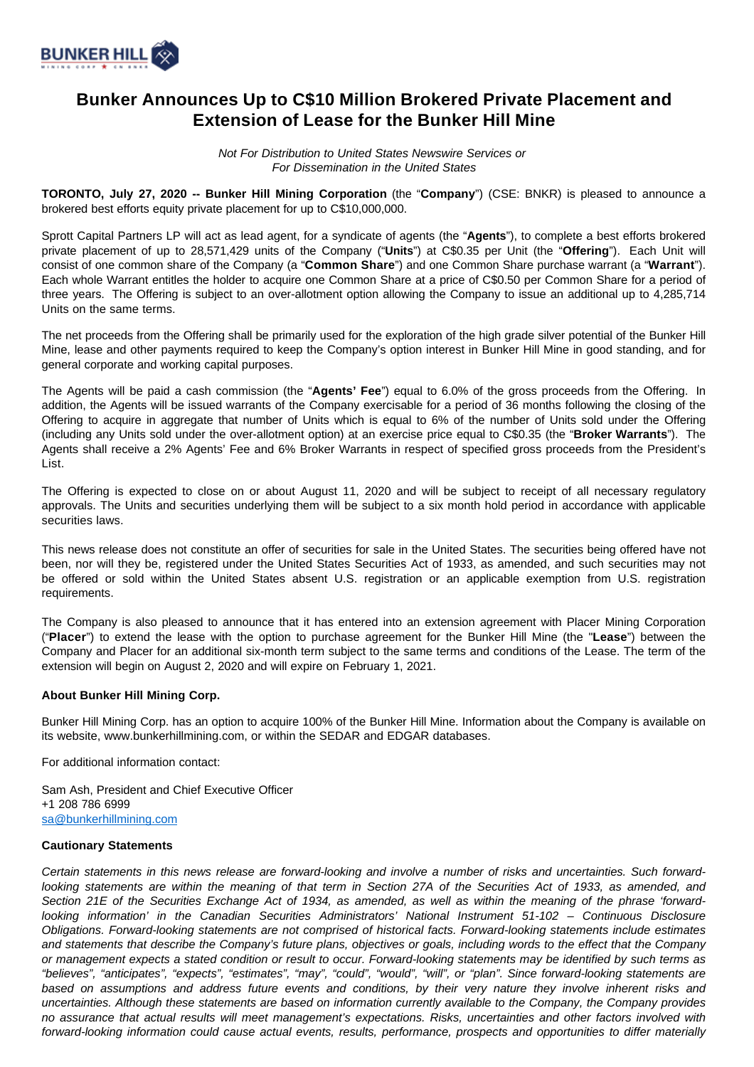# Bunker Announces Up to C$10 Million Brokered Private Placement and Extension of Lease for the Bunker Hill Mine

*Not For Distribution to United States Newswire Services or For Dissemination in the United States*

**TORONTO, July 27, 2020 -- Bunker Hill Mining Corporation** (the "**Company**") (CSE: BNKR) is pleased to announce a brokered best efforts equity private placement for up to C$10,000,000.

Sprott Capital Partners LP will act as lead agent, for a syndicate of agents (the "**Agents**"), to complete a best efforts brokered private placement of up to 28,571,429 units of the Company ("**Units**") at C$0.35 per Unit (the "**Offering**"). Each Unit will consist of one common share of the Company (a "**Common Share**") and one Common Share purchase warrant (a "**Warrant**"). Each whole Warrant entitles the holder to acquire one Common Share at a price of C$0.50 per Common Share for a period of three years. The Offering is subject to an over-allotment option allowing the Company to issue an additional up to 4,285,714 Units on the same terms.

The net proceeds from the Offering shall be primarily used for the exploration of the high grade silver potential of the Bunker Hill Mine, lease and other payments required to keep the Company's option interest in Bunker Hill Mine in good standing, and for general corporate and working capital purposes.

The Agents will be paid a cash commission (the "**Agents' Fee**") equal to 6.0% of the gross proceeds from the Offering. In addition, the Agents will be issued warrants of the Company exercisable for a period of 36 months following the closing of the Offering to acquire in aggregate that number of Units which is equal to 6% of the number of Units sold under the Offering (including any Units sold under the over-allotment option) at an exercise price equal to C$0.35 (the "**Broker Warrants**"). The Agents shall receive a 2% Agents' Fee and 6% Broker Warrants in respect of specified gross proceeds from the President's List.

The Offering is expected to close on or about August 11, 2020 and will be subject to receipt of all necessary regulatory approvals. The Units and securities underlying them will be subject to a six month hold period in accordance with applicable securities laws.

This news release does not constitute an offer of securities for sale in the United States. The securities being offered have not been, nor will they be, registered under the United States Securities Act of 1933, as amended, and such securities may not be offered or sold within the United States absent U.S. registration or an applicable exemption from U.S. registration requirements.

The Company is also pleased to announce that it has entered into an extension agreement with Placer Mining Corporation ("**Placer**") to extend the lease with the option to purchase agreement for the Bunker Hill Mine (the "**Lease**") between the Company and Placer for an additional six-month term subject to the same terms and conditions of the Lease. The term of the extension will begin on August 2, 2020 and will expire on February 1, 2021.

**About Bunker Hill Mining Corp.**

Bunker Hill Mining Corp. has an option to acquire 100% of the Bunker Hill Mine. Information about the Company is available on its website, www.bunkerhillmining.com, or within the SEDAR and EDGAR databases.

For additional information contact:

Sam Ash, President and Chief Executive Officer
+1 208 786 6999
sa@bunkerhillmining.com

**Cautionary Statements**

*Certain statements in this news release are forward-looking and involve a number of risks and uncertainties. Such forward-looking statements are within the meaning of that term in Section 27A of the Securities Act of 1933, as amended, and Section 21E of the Securities Exchange Act of 1934, as amended, as well as within the meaning of the phrase 'forward-looking information' in the Canadian Securities Administrators' National Instrument 51-102 – Continuous Disclosure Obligations. Forward-looking statements are not comprised of historical facts. Forward-looking statements include estimates and statements that describe the Company's future plans, objectives or goals, including words to the effect that the Company or management expects a stated condition or result to occur. Forward-looking statements may be identified by such terms as "believes", "anticipates", "expects", "estimates", "may", "could", "would", "will", or "plan". Since forward-looking statements are based on assumptions and address future events and conditions, by their very nature they involve inherent risks and uncertainties. Although these statements are based on information currently available to the Company, the Company provides no assurance that actual results will meet management's expectations. Risks, uncertainties and other factors involved with forward-looking information could cause actual events, results, performance, prospects and opportunities to differ materially*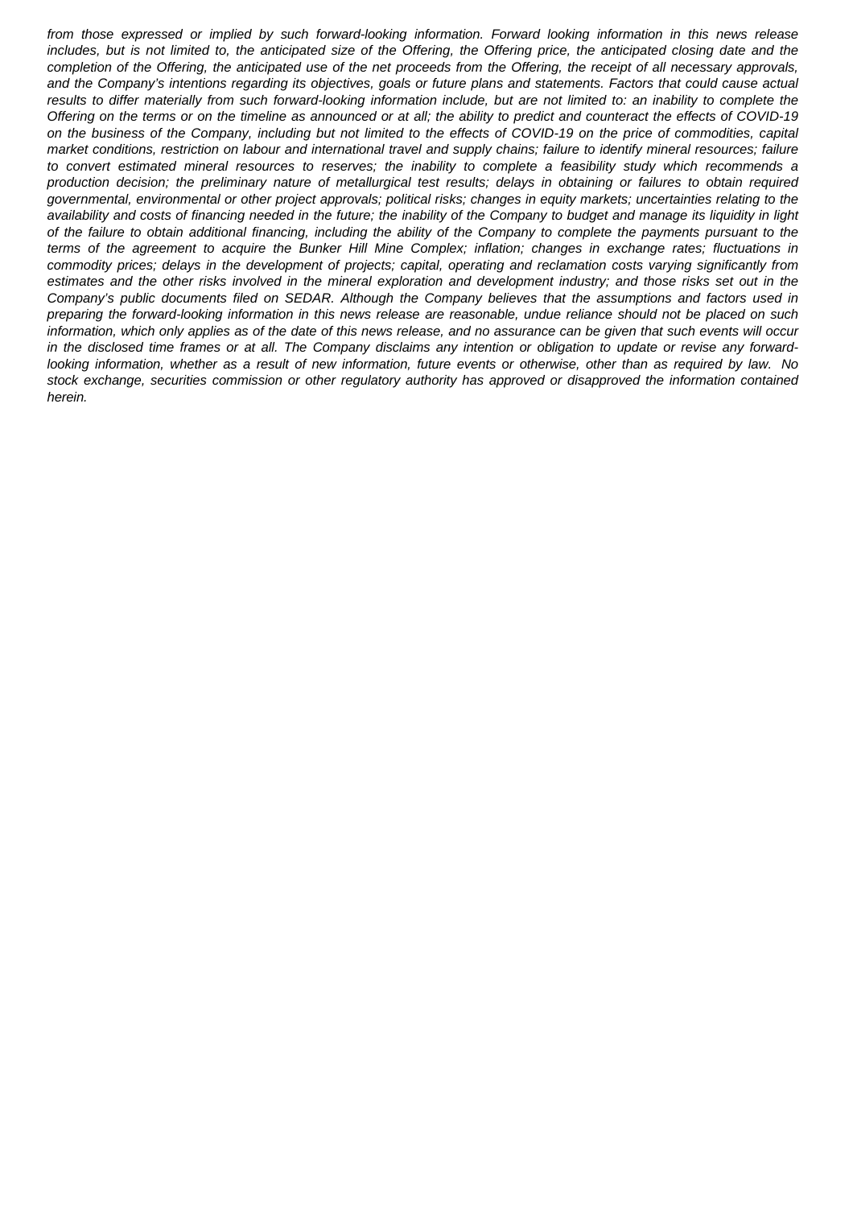*from those expressed or implied by such forward-looking information. Forward looking information in this news release includes, but is not limited to, the anticipated size of the Offering, the Offering price, the anticipated closing date and the completion of the Offering, the anticipated use of the net proceeds from the Offering, the receipt of all necessary approvals, and the Company's intentions regarding its objectives, goals or future plans and statements. Factors that could cause actual results to differ materially from such forward-looking information include, but are not limited to: an inability to complete the Offering on the terms or on the timeline as announced or at all; the ability to predict and counteract the effects of COVID-19 on the business of the Company, including but not limited to the effects of COVID-19 on the price of commodities, capital market conditions, restriction on labour and international travel and supply chains; failure to identify mineral resources; failure to convert estimated mineral resources to reserves; the inability to complete a feasibility study which recommends a production decision; the preliminary nature of metallurgical test results; delays in obtaining or failures to obtain required governmental, environmental or other project approvals; political risks; changes in equity markets; uncertainties relating to the availability and costs of financing needed in the future; the inability of the Company to budget and manage its liquidity in light of the failure to obtain additional financing, including the ability of the Company to complete the payments pursuant to the terms of the agreement to acquire the Bunker Hill Mine Complex; inflation; changes in exchange rates; fluctuations in commodity prices; delays in the development of projects; capital, operating and reclamation costs varying significantly from estimates and the other risks involved in the mineral exploration and development industry; and those risks set out in the Company's public documents filed on SEDAR. Although the Company believes that the assumptions and factors used in preparing the forward-looking information in this news release are reasonable, undue reliance should not be placed on such information, which only applies as of the date of this news release, and no assurance can be given that such events will occur in the disclosed time frames or at all. The Company disclaims any intention or obligation to update or revise any forward-looking information, whether as a result of new information, future events or otherwise, other than as required by law. No stock exchange, securities commission or other regulatory authority has approved or disapproved the information contained herein.*